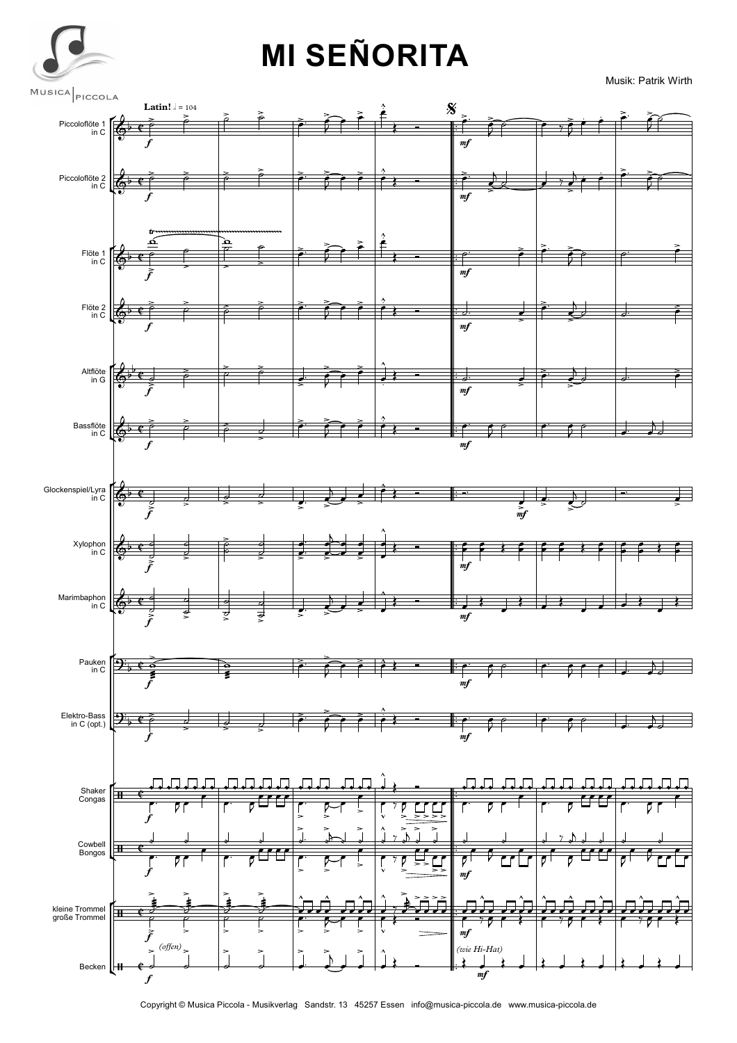# MI SEÑORITA

Musik: Patrik Wirth

Latin! ♩ = 104

Piccoloflöte 1 in C

Piccoloflöte 2 in C

Flöte 1 in C

Flöte 2 in C

Altflöte in G

Bassflöte in C

Glockenspiel/Lyra in C

Xylophon in C

Marimbaphon in C

Pauken in C

Elektro-Bass in C (opt.)

Shaker Congas

Cowbell Bongos

kleine Trommel große Trommel

Becken

(offen)

(wie Hi-Hat)

Copyright © Musica Piccola - Musikverlag Sandstr. 13 45257 Essen info@musica-piccola.de www.musica-piccola.de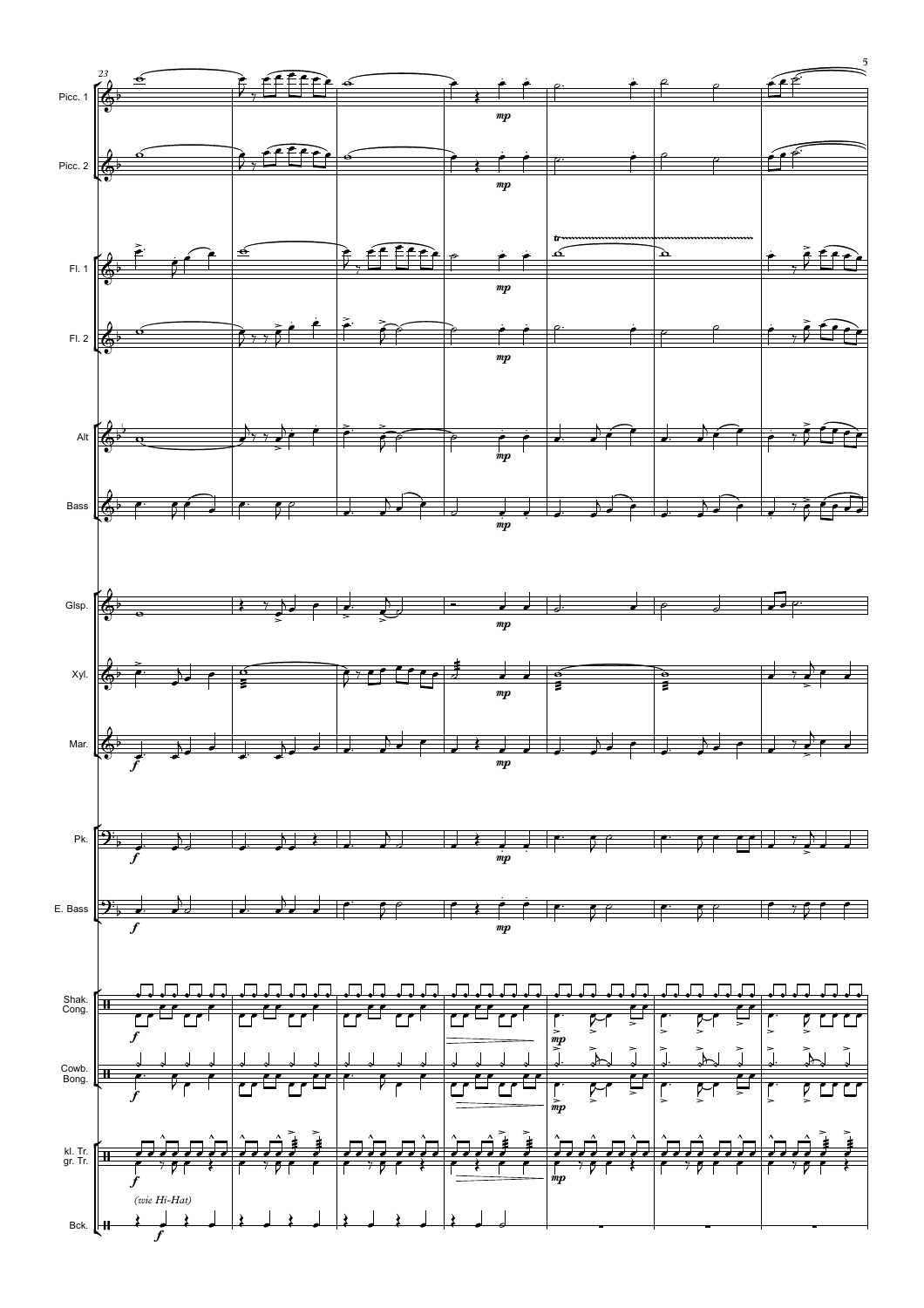23

Picc. 1

Picc. 2

Fl. 1

Fl. 2

Alt

Bass

Glsp.

Xyl.

Mar.

Pk.

E. Bass

Shak.
Cong.

Cowb.
Bong.

kl. Tr.
gr. Tr.

*(wie Hi-Hat)*

Bck.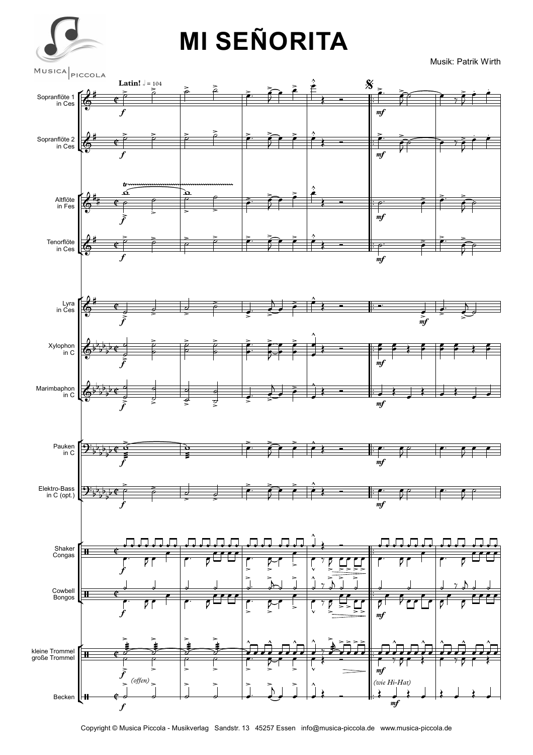# MI SEÑORITA

Musik: Patrik Wirth

**Latin!** 𝅗𝅥 = 104

Sopranflöte 1 in Ces

Sopranflöte 2 in Ces

Altflöte in Fes

Tenorflöte in Ces

Lyra in Ces

Xylophon in C

Marimbaphon in C

Pauken in C

Elektro-Bass in C (opt.)

Shaker
Congas

Cowbell
Bongos

kleine Trommel
große Trommel

Becken

*(offen)*

*(wie Hi-Hat)*

Copyright © Musica Piccola - Musikverlag Sandstr. 13 45257 Essen info@musica-piccola.de www.musica-piccola.de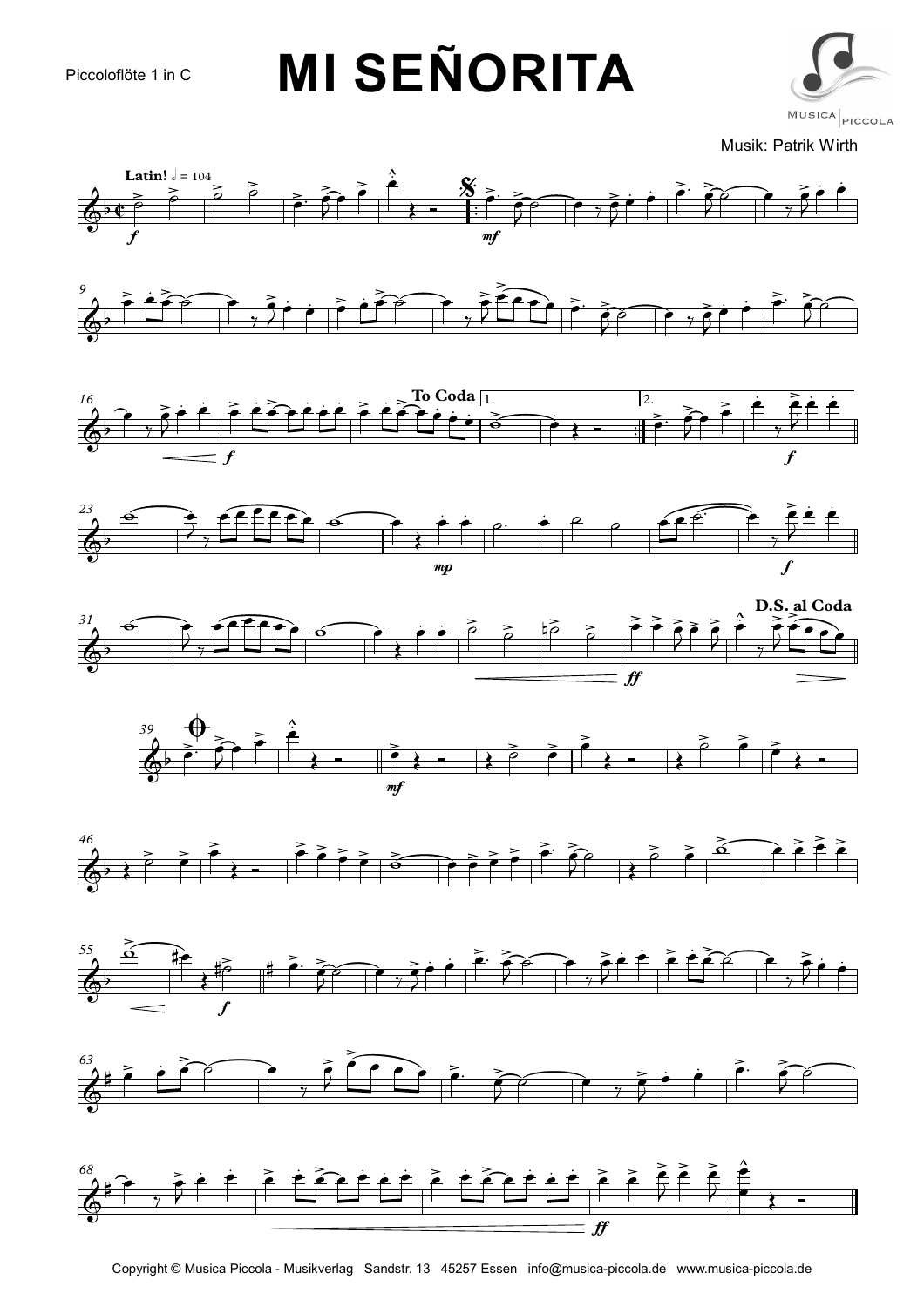Piccoloflöte 1 in C

# MI SEÑORITA

Musik: Patrik Wirth

Copyright © Musica Piccola - Musikverlag Sandstr. 13 45257 Essen info@musica-piccola.de www.musica-piccola.de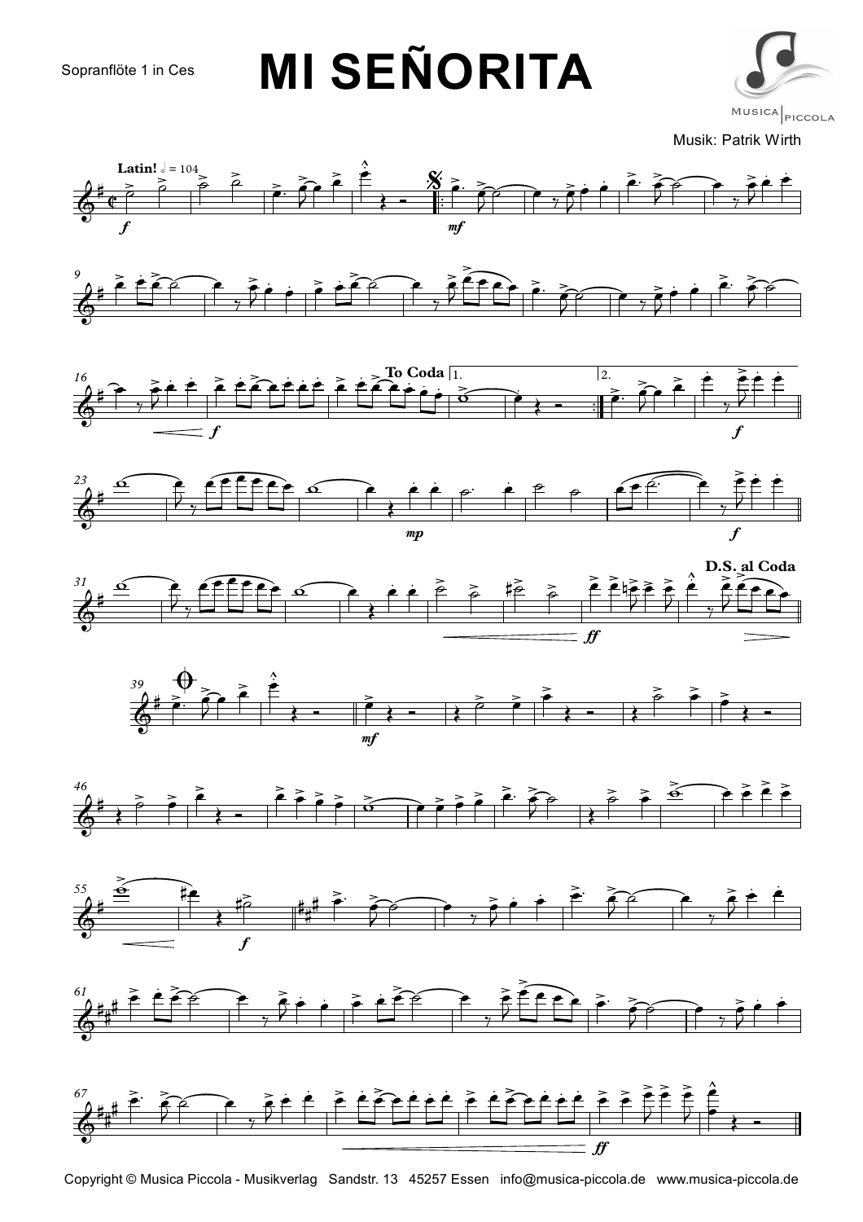Sopranflöte 1 in Ces

# MI SEÑORITA

MUSICA PICCOLA

Musik: Patrik Wirth

Copyright © Musica Piccola - Musikverlag Sandstr. 13 45257 Essen info@musica-piccola.de www.musica-piccola.de